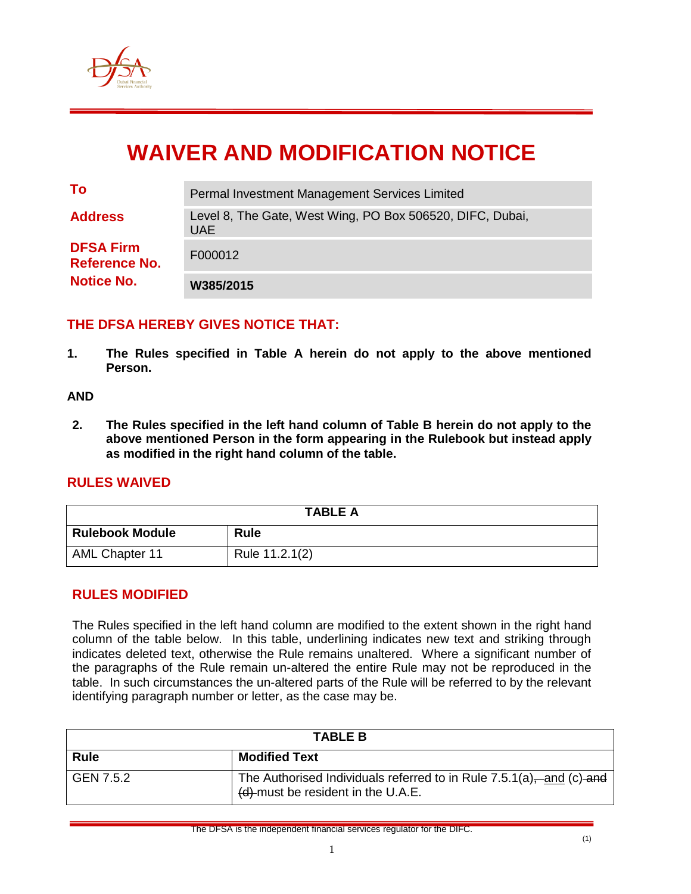# WAIVER AND MODIFICATION NOTICE

| | |
|---|---|
| **To** | Permal Investment Management Services Limited |
| **Address** | Level 8, The Gate, West Wing, PO Box 506520, DIFC, Dubai, UAE |
| **DFSA Firm Reference No.** | F000012 |
| **Notice No.** | **W385/2015** |

## THE DFSA HEREBY GIVES NOTICE THAT:

1. **The Rules specified in Table A herein do not apply to the above mentioned Person.**

**AND**

2. **The Rules specified in the left hand column of Table B herein do not apply to the above mentioned Person in the form appearing in the Rulebook but instead apply as modified in the right hand column of the table.**

## RULES WAIVED

| TABLE A | |
|---|---|
| **Rulebook Module** | **Rule** |
| AML Chapter 11 | Rule 11.2.1(2) |

## RULES MODIFIED

The Rules specified in the left hand column are modified to the extent shown in the right hand column of the table below. In this table, underlining indicates new text and striking through indicates deleted text, otherwise the Rule remains unaltered. Where a significant number of the paragraphs of the Rule remain un-altered the entire Rule may not be reproduced in the table. In such circumstances the un-altered parts of the Rule will be referred to by the relevant identifying paragraph number or letter, as the case may be.

| TABLE B | |
|---|---|
| **Rule** | **Modified Text** |
| GEN 7.5.2 | The Authorised Individuals referred to in Rule 7.5.1(a)~~,~~ <u>and</u> (c) ~~and (d)~~ must be resident in the U.A.E. |

The DFSA is the independent financial services regulator for the DIFC.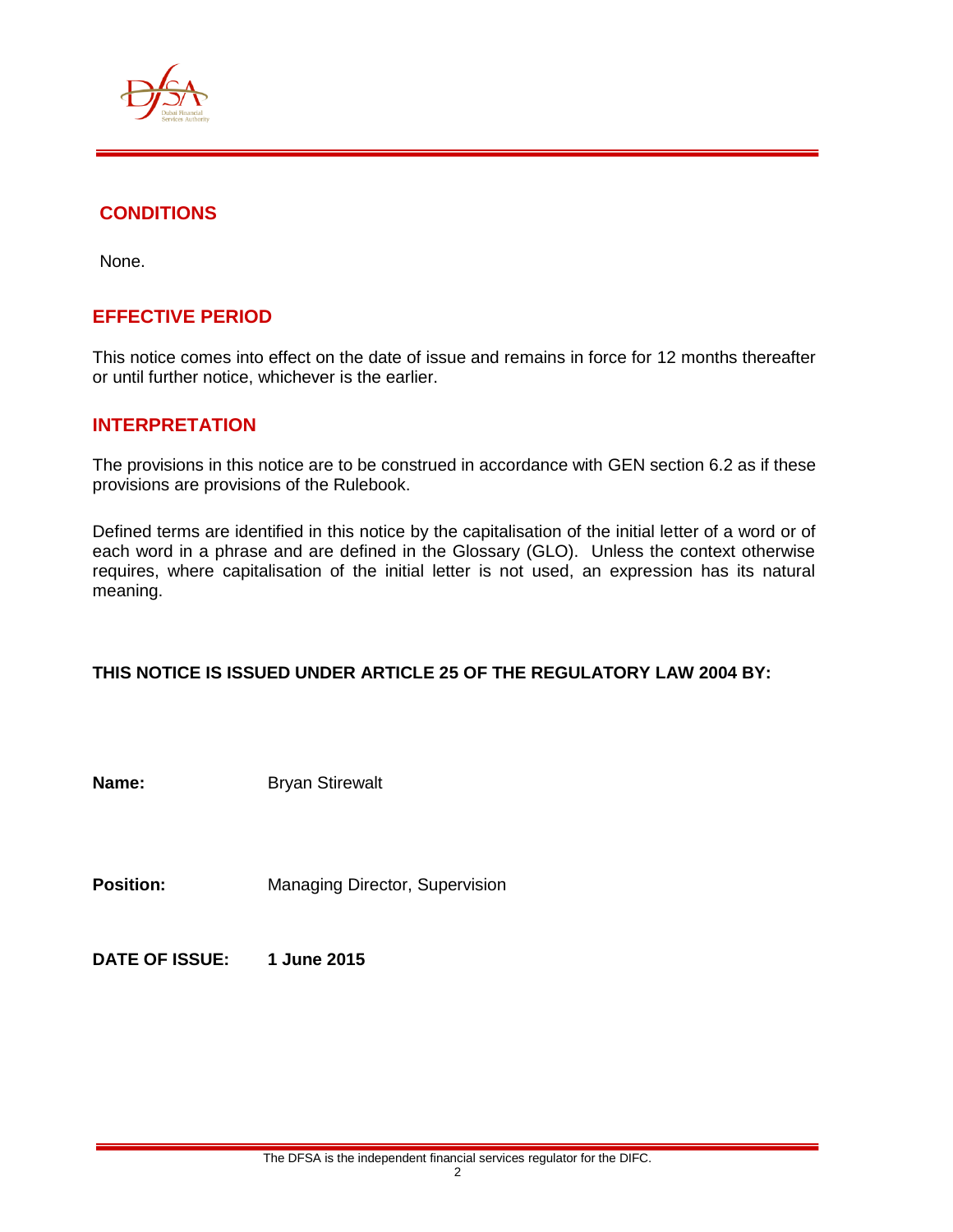## CONDITIONS

None.

## EFFECTIVE PERIOD

This notice comes into effect on the date of issue and remains in force for 12 months thereafter or until further notice, whichever is the earlier.

## INTERPRETATION

The provisions in this notice are to be construed in accordance with GEN section 6.2 as if these provisions are provisions of the Rulebook.

Defined terms are identified in this notice by the capitalisation of the initial letter of a word or of each word in a phrase and are defined in the Glossary (GLO). Unless the context otherwise requires, where capitalisation of the initial letter is not used, an expression has its natural meaning.

**THIS NOTICE IS ISSUED UNDER ARTICLE 25 OF THE REGULATORY LAW 2004 BY:**

**Name:** Bryan Stirewalt

**Position:** Managing Director, Supervision

**DATE OF ISSUE:** **1 June 2015**